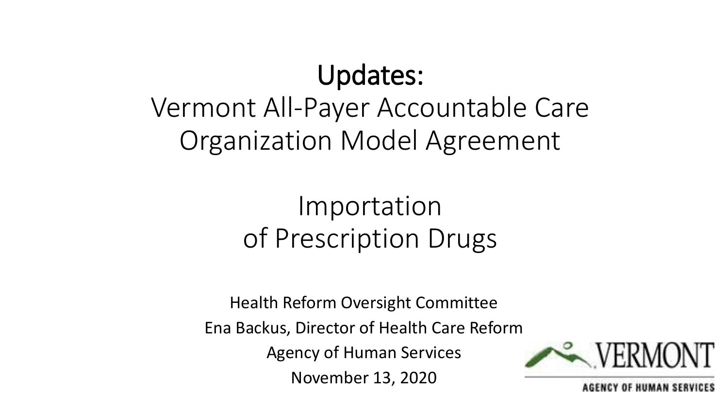# Updates:

## Vermont All-Payer Accountable Care Organization Model Agreement

## Importation of Prescription Drugs

Health Reform Oversight Committee

Ena Backus, Director of Health Care Reform

Agency of Human Services

November 13, 2020

VERMONT

AGENCY OF HUMAN SERVICES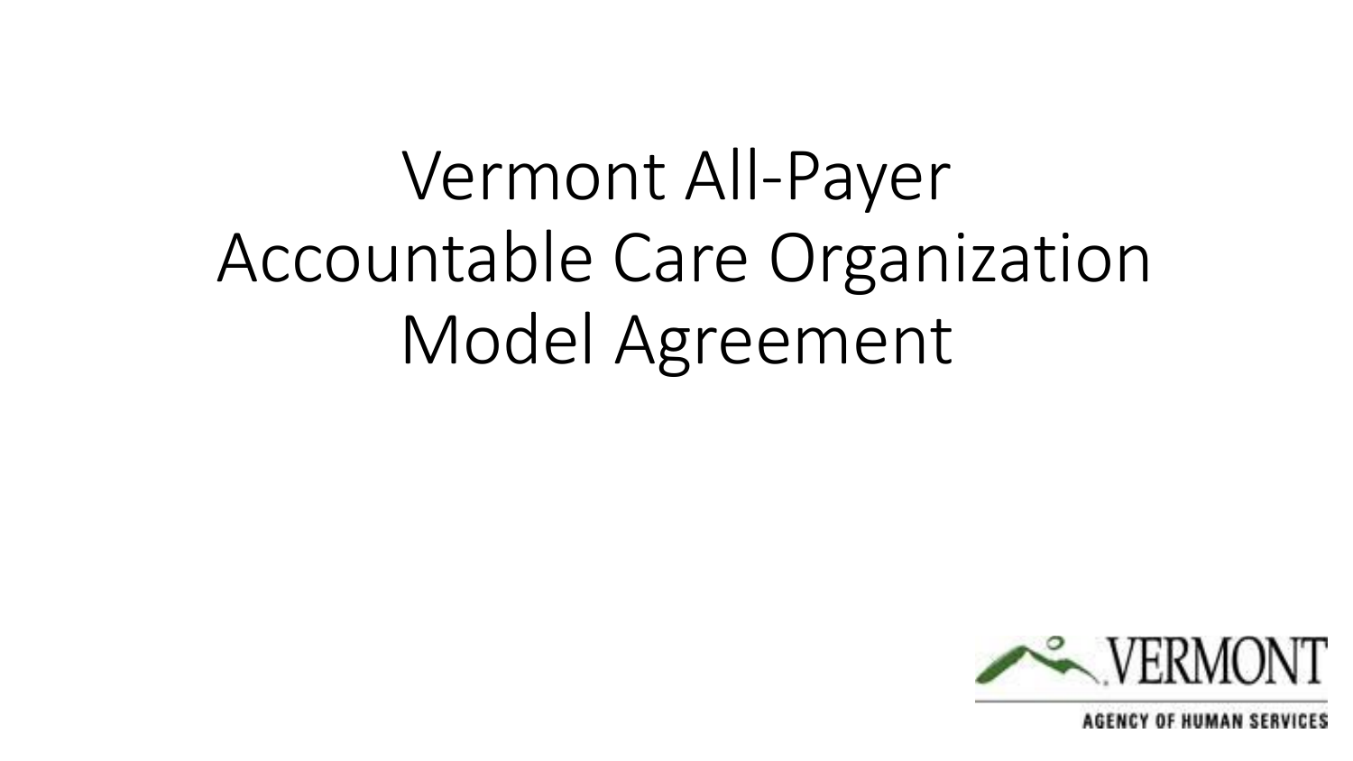# Vermont All-Payer Accountable Care Organization Model Agreement

VERMONT

AGENCY OF HUMAN SERVICES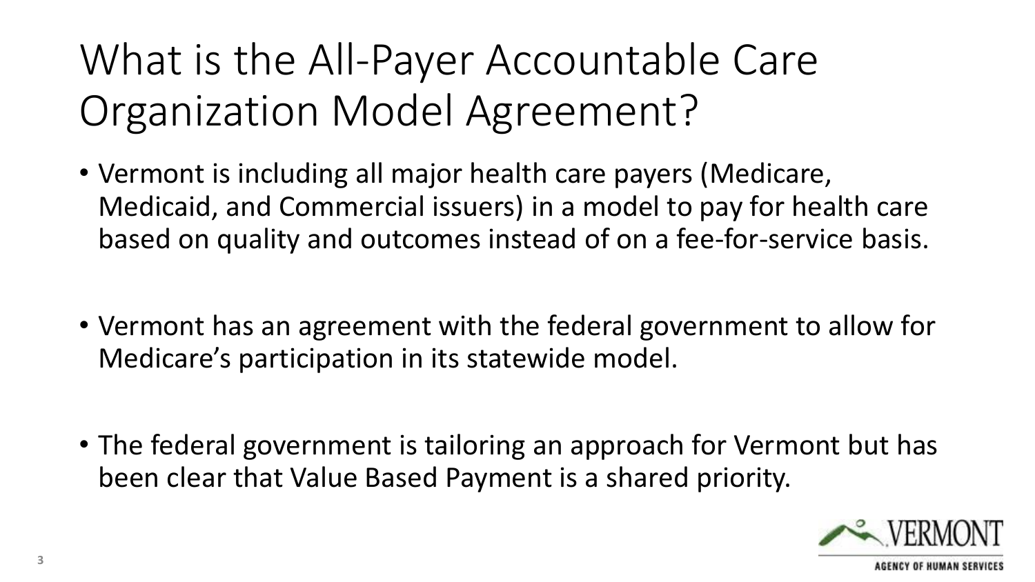# What is the All-Payer Accountable Care Organization Model Agreement?

- Vermont is including all major health care payers (Medicare, Medicaid, and Commercial issuers) in a model to pay for health care based on quality and outcomes instead of on a fee-for-service basis.

- Vermont has an agreement with the federal government to allow for Medicare's participation in its statewide model.

- The federal government is tailoring an approach for Vermont but has been clear that Value Based Payment is a shared priority.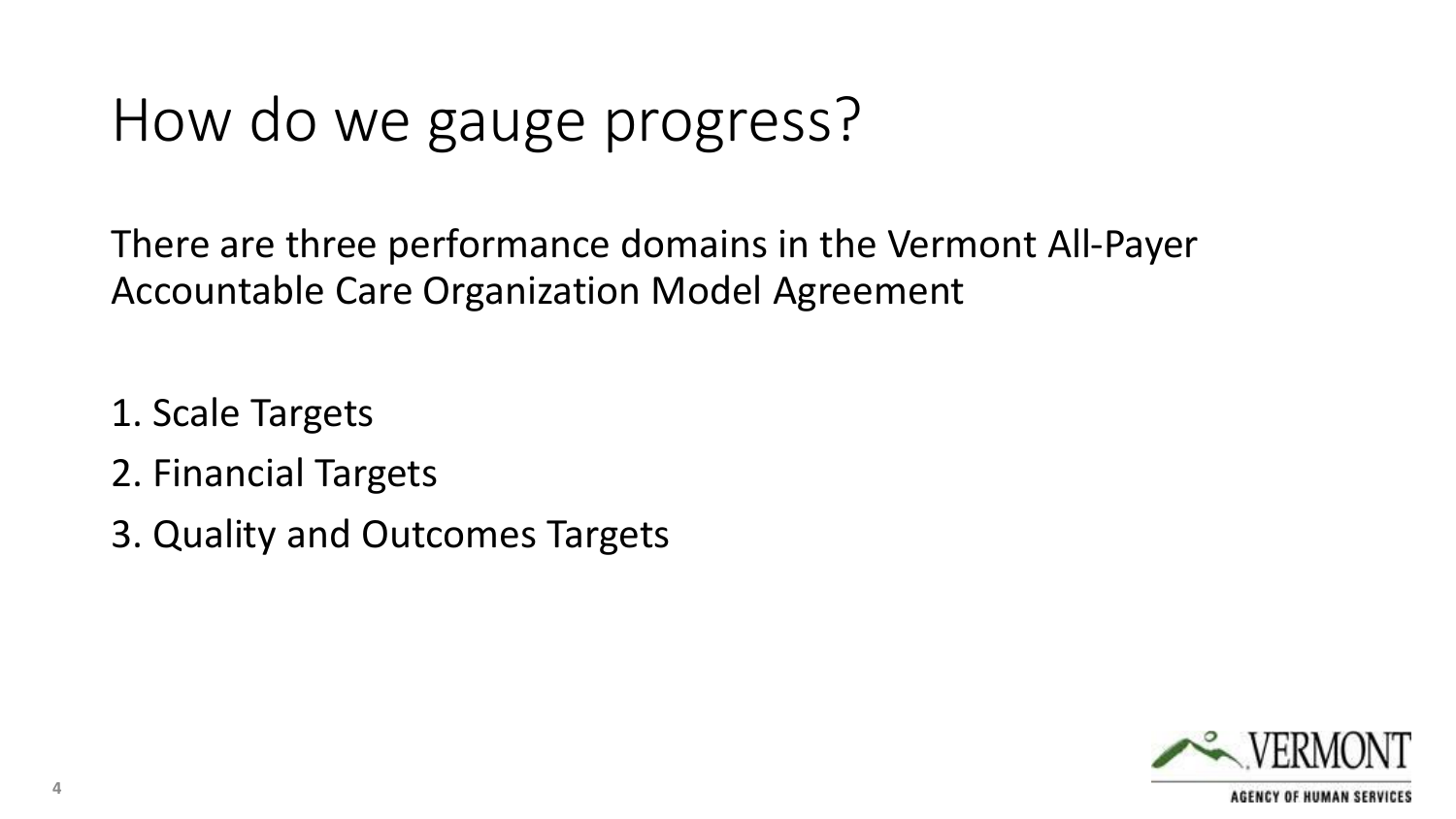# How do we gauge progress?

There are three performance domains in the Vermont All-Payer Accountable Care Organization Model Agreement

1. Scale Targets
2. Financial Targets
3. Quality and Outcomes Targets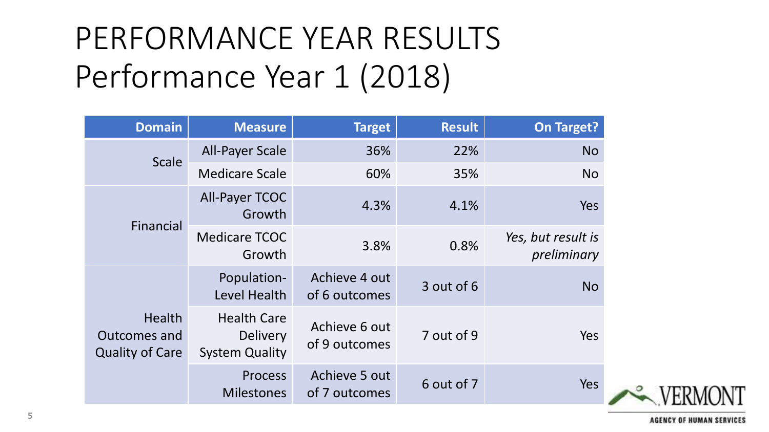# PERFORMANCE YEAR RESULTS
## Performance Year 1 (2018)

| Domain | Measure | Target | Result | On Target? |
|---|---|---|---|---|
| Scale | All-Payer Scale | 36% | 22% | No |
| | Medicare Scale | 60% | 35% | No |
| Financial | All-Payer TCOC Growth | 4.3% | 4.1% | Yes |
| | Medicare TCOC Growth | 3.8% | 0.8% | *Yes, but result is preliminary* |
| Health Outcomes and Quality of Care | Population-Level Health | Achieve 4 out of 6 outcomes | 3 out of 6 | No |
| | Health Care Delivery System Quality | Achieve 6 out of 9 outcomes | 7 out of 9 | Yes |
| | Process Milestones | Achieve 5 out of 7 outcomes | 6 out of 7 | Yes |

VERMONT AGENCY OF HUMAN SERVICES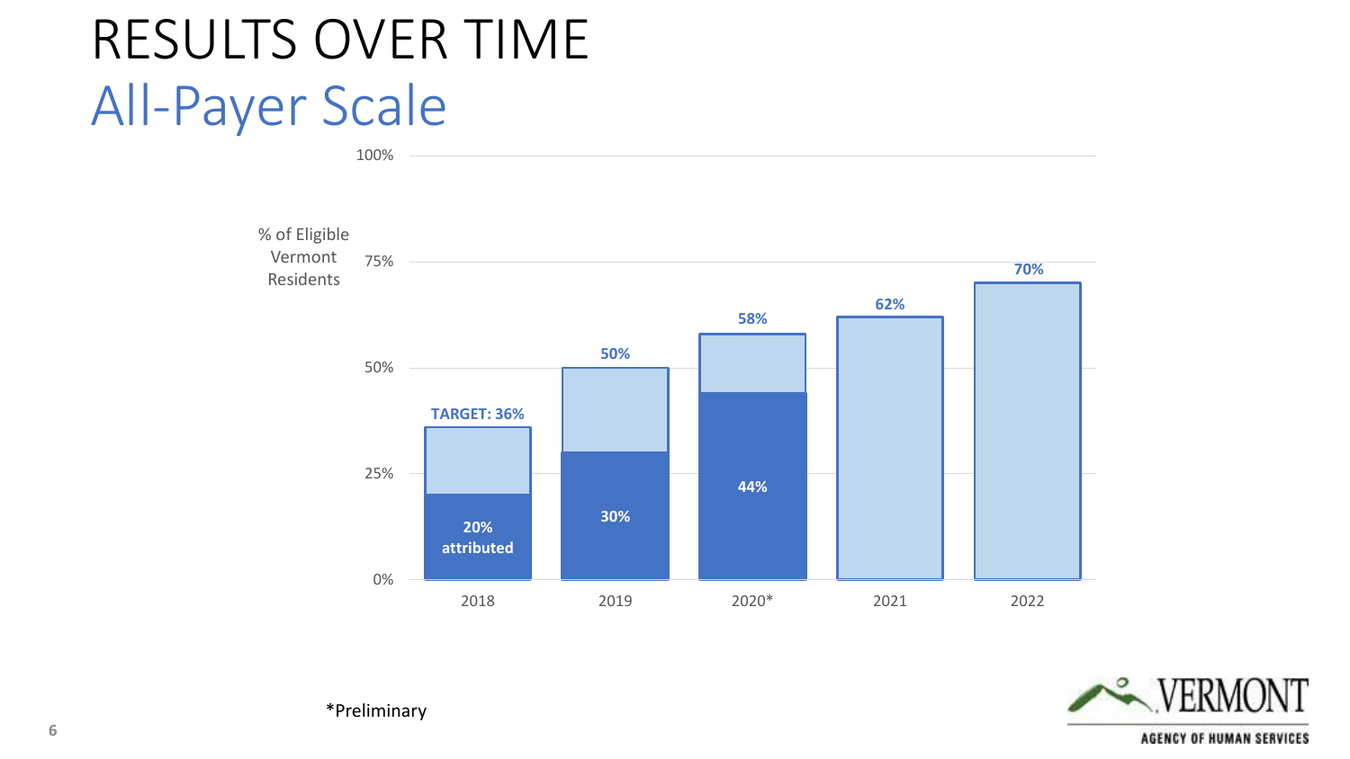# RESULTS OVER TIME

## All-Payer Scale

% of Eligible Vermont Residents

| Year | Target / Total | Attributed |
|---|---|---|
| 2018 | TARGET: 36% | 20% attributed |
| 2019 | 50% | 30% |
| 2020* | 58% | 44% |
| 2021 | 62% | |
| 2022 | 70% | |

*Preliminary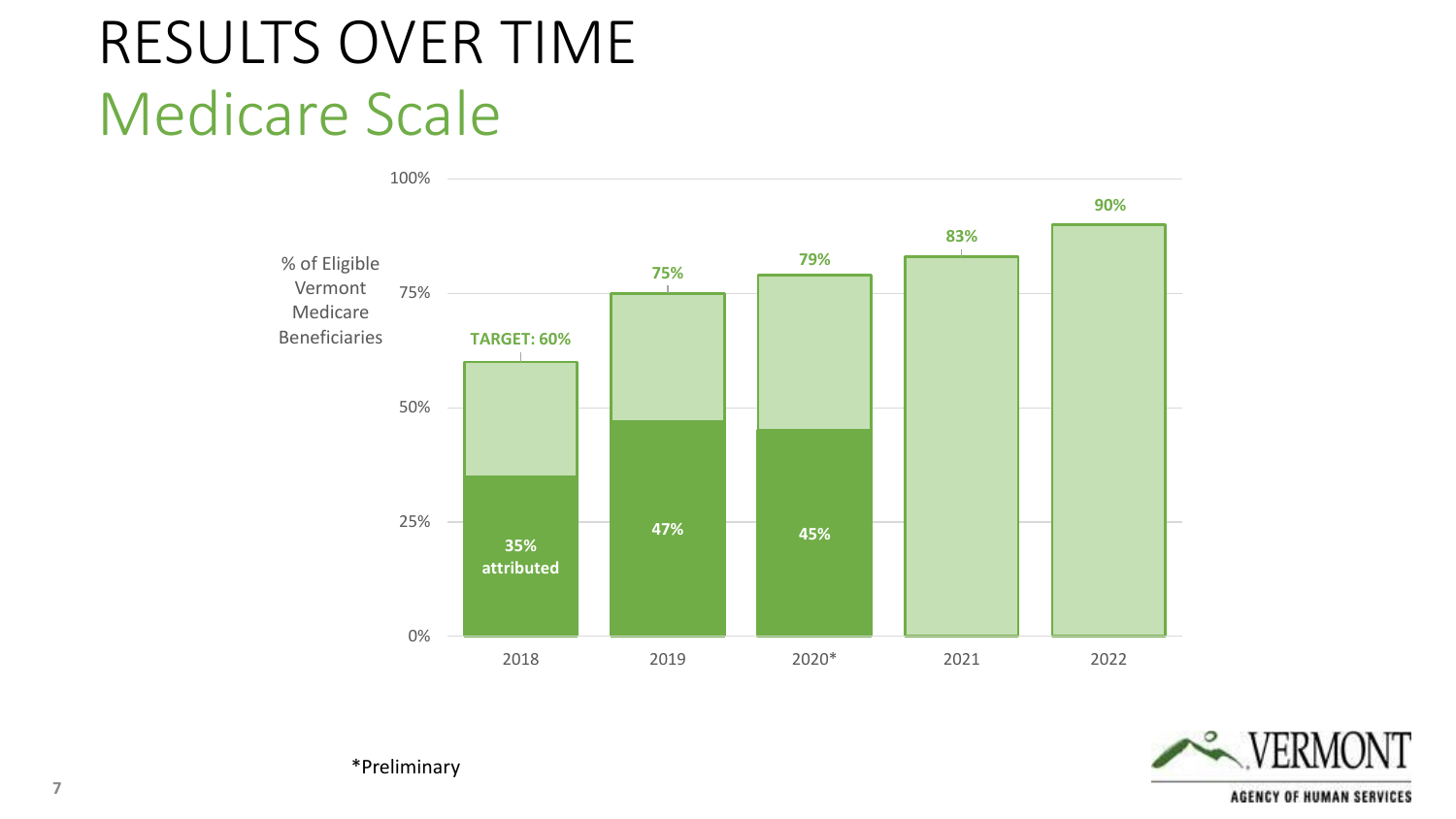# RESULTS OVER TIME

## Medicare Scale

% of Eligible Vermont Medicare Beneficiaries

| Year | Scale | Attributed |
| --- | --- | --- |
| 2018 | TARGET: 60% | 35% attributed |
| 2019 | 75% | 47% |
| 2020* | 79% | 45% |
| 2021 | 83% | |
| 2022 | 90% | |

*Preliminary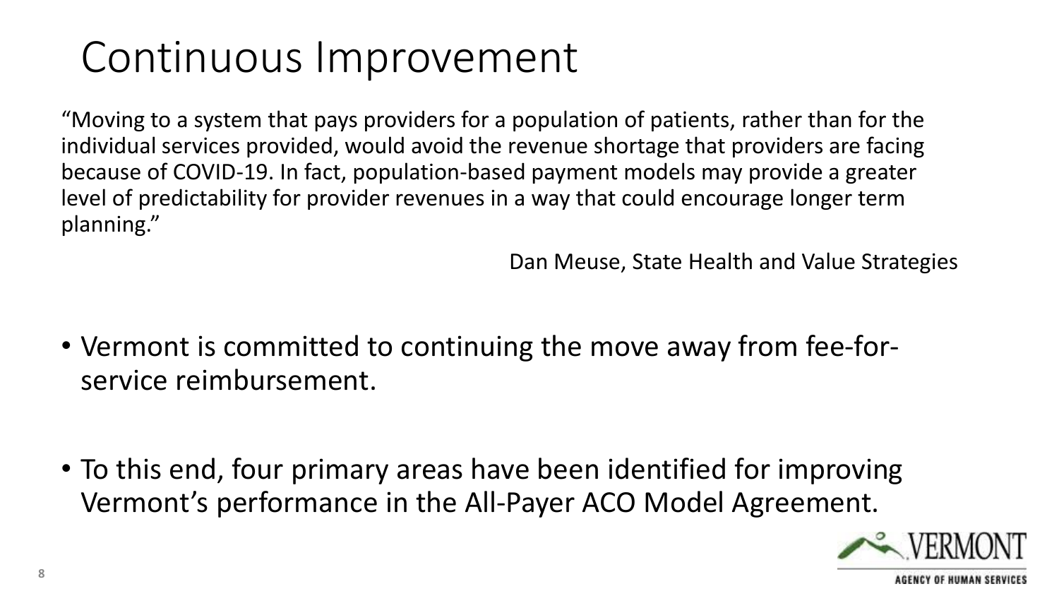# Continuous Improvement

"Moving to a system that pays providers for a population of patients, rather than for the individual services provided, would avoid the revenue shortage that providers are facing because of COVID-19. In fact, population-based payment models may provide a greater level of predictability for provider revenues in a way that could encourage longer term planning."

Dan Meuse, State Health and Value Strategies

- Vermont is committed to continuing the move away from fee-for-service reimbursement.
- To this end, four primary areas have been identified for improving Vermont's performance in the All-Payer ACO Model Agreement.

VERMONT
AGENCY OF HUMAN SERVICES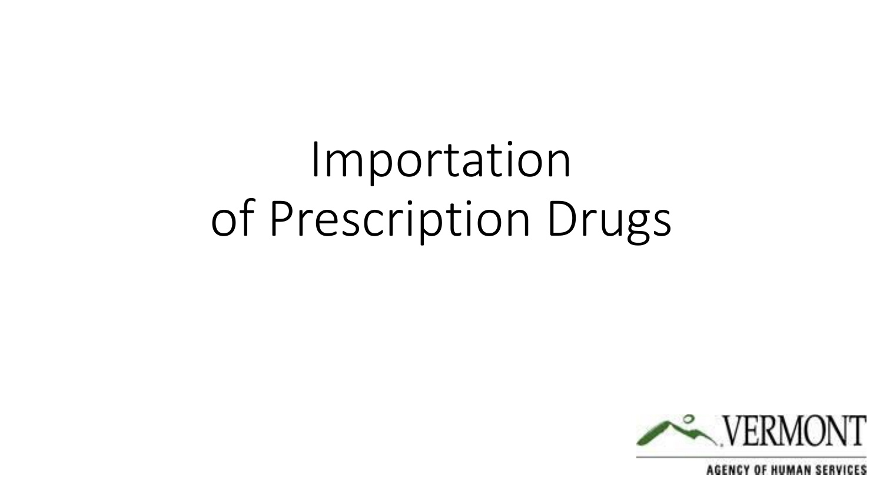# Importation of Prescription Drugs

VERMONT

AGENCY OF HUMAN SERVICES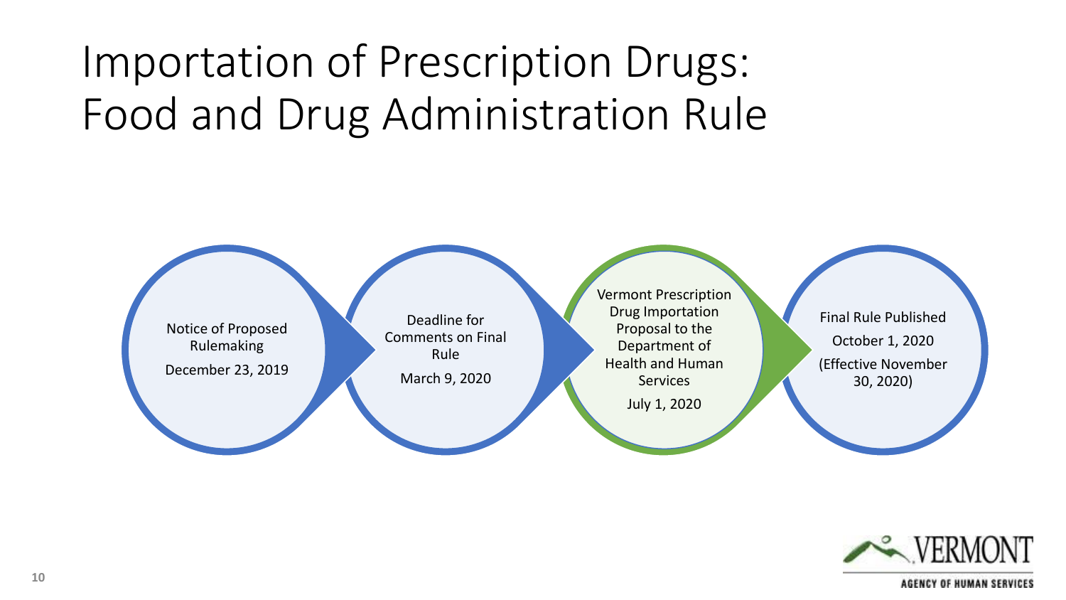# Importation of Prescription Drugs: Food and Drug Administration Rule

- Notice of Proposed Rulemaking
  December 23, 2019
- Deadline for Comments on Final Rule
  March 9, 2020
- Vermont Prescription Drug Importation Proposal to the Department of Health and Human Services
  July 1, 2020
- Final Rule Published
  October 1, 2020
  (Effective November 30, 2020)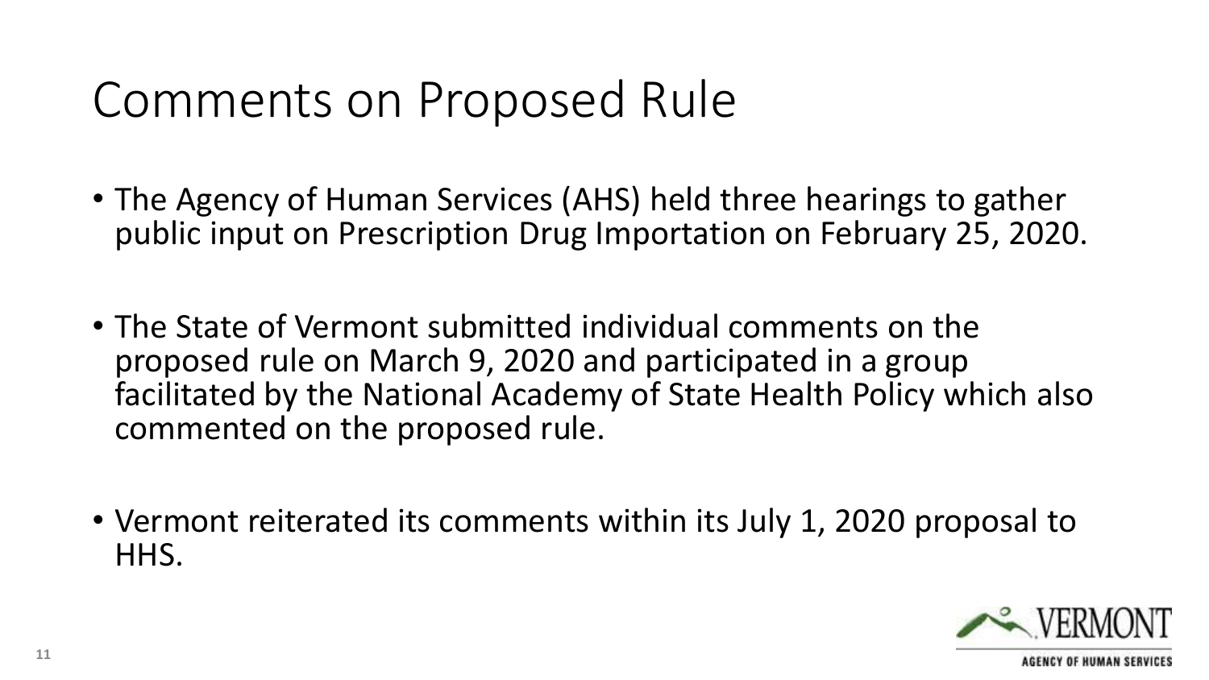# Comments on Proposed Rule

- The Agency of Human Services (AHS) held three hearings to gather public input on Prescription Drug Importation on February 25, 2020.
- The State of Vermont submitted individual comments on the proposed rule on March 9, 2020 and participated in a group facilitated by the National Academy of State Health Policy which also commented on the proposed rule.
- Vermont reiterated its comments within its July 1, 2020 proposal to HHS.

VERMONT

AGENCY OF HUMAN SERVICES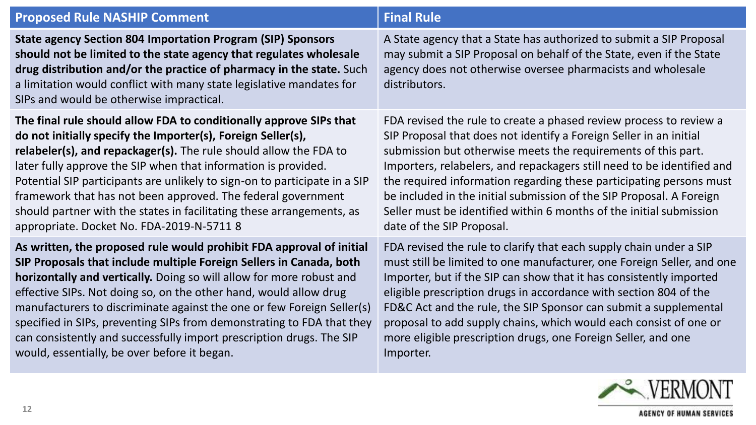| Proposed Rule NASHIP Comment | Final Rule |
|---|---|
| **State agency Section 804 Importation Program (SIP) Sponsors should not be limited to the state agency that regulates wholesale drug distribution and/or the practice of pharmacy in the state.** Such a limitation would conflict with many state legislative mandates for SIPs and would be otherwise impractical. | A State agency that a State has authorized to submit a SIP Proposal may submit a SIP Proposal on behalf of the State, even if the State agency does not otherwise oversee pharmacists and wholesale distributors. |
| **The final rule should allow FDA to conditionally approve SIPs that do not initially specify the Importer(s), Foreign Seller(s), relabeler(s), and repackager(s).** The rule should allow the FDA to later fully approve the SIP when that information is provided. Potential SIP participants are unlikely to sign-on to participate in a SIP framework that has not been approved. The federal government should partner with the states in facilitating these arrangements, as appropriate. Docket No. FDA-2019-N-5711 8 | FDA revised the rule to create a phased review process to review a SIP Proposal that does not identify a Foreign Seller in an initial submission but otherwise meets the requirements of this part. Importers, relabelers, and repackagers still need to be identified and the required information regarding these participating persons must be included in the initial submission of the SIP Proposal. A Foreign Seller must be identified within 6 months of the initial submission date of the SIP Proposal. |
| **As written, the proposed rule would prohibit FDA approval of initial SIP Proposals that include multiple Foreign Sellers in Canada, both horizontally and vertically.** Doing so will allow for more robust and effective SIPs. Not doing so, on the other hand, would allow drug manufacturers to discriminate against the one or few Foreign Seller(s) specified in SIPs, preventing SIPs from demonstrating to FDA that they can consistently and successfully import prescription drugs. The SIP would, essentially, be over before it began. | FDA revised the rule to clarify that each supply chain under a SIP must still be limited to one manufacturer, one Foreign Seller, and one Importer, but if the SIP can show that it has consistently imported eligible prescription drugs in accordance with section 804 of the FD&C Act and the rule, the SIP Sponsor can submit a supplemental proposal to add supply chains, which would each consist of one or more eligible prescription drugs, one Foreign Seller, and one Importer. |

VERMONT
AGENCY OF HUMAN SERVICES